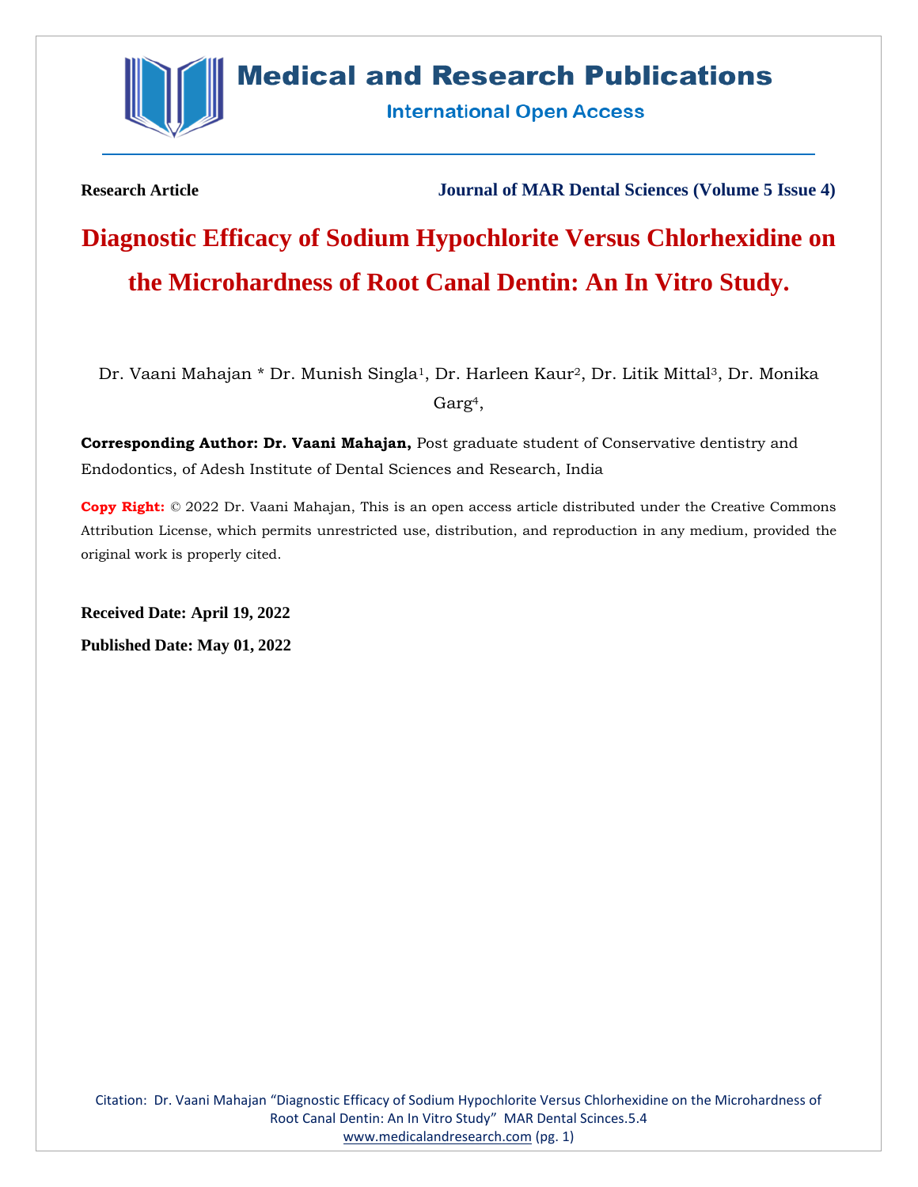Research Article

Journal of MAR Dental Sciences (Volume 5 Issue 4)

# Diagnostic Efficacy of Sodium Hypochlorite Versus Chlorhexidine on the Microhardness of Root Canal Dentin: An In Vitro Study.

Dr. Vaani Mahajan * Dr. Munish Singla[1], Dr. Harleen Kaur[2], Dr. Litik Mittal[3], Dr. Monika Garg[4],

**Corresponding Author: Dr. Vaani Mahajan,** Post graduate student of Conservative dentistry and Endodontics, of Adesh Institute of Dental Sciences and Research, India

**Copy Right:** © 2022 Dr. Vaani Mahajan, This is an open access article distributed under the Creative Commons Attribution License, which permits unrestricted use, distribution, and reproduction in any medium, provided the original work is properly cited.

**Received Date: April 19, 2022**

**Published Date: May 01, 2022**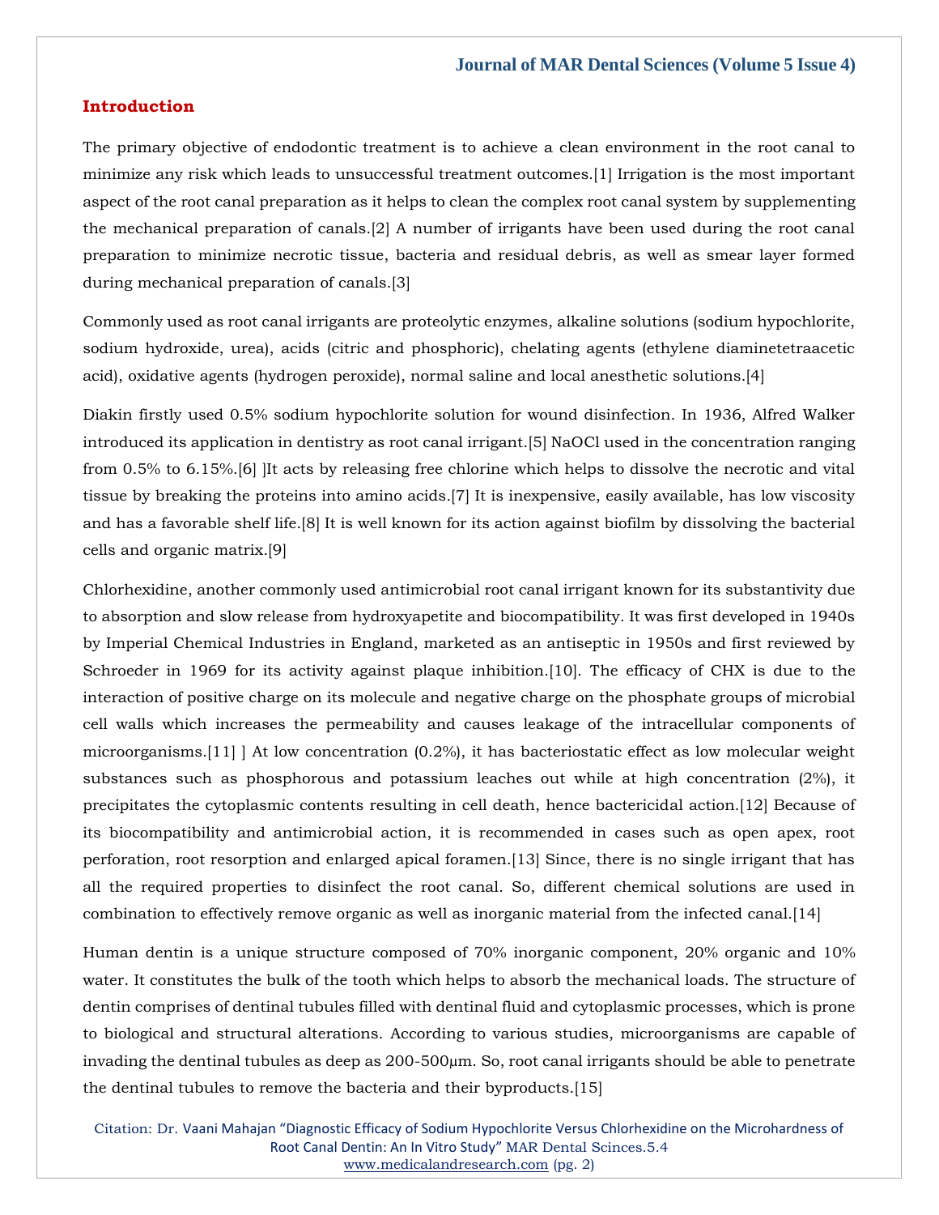## Introduction

The primary objective of endodontic treatment is to achieve a clean environment in the root canal to minimize any risk which leads to unsuccessful treatment outcomes.[1] Irrigation is the most important aspect of the root canal preparation as it helps to clean the complex root canal system by supplementing the mechanical preparation of canals.[2] A number of irrigants have been used during the root canal preparation to minimize necrotic tissue, bacteria and residual debris, as well as smear layer formed during mechanical preparation of canals.[3]

Commonly used as root canal irrigants are proteolytic enzymes, alkaline solutions (sodium hypochlorite, sodium hydroxide, urea), acids (citric and phosphoric), chelating agents (ethylene diaminetetraacetic acid), oxidative agents (hydrogen peroxide), normal saline and local anesthetic solutions.[4]

Diakin firstly used 0.5% sodium hypochlorite solution for wound disinfection. In 1936, Alfred Walker introduced its application in dentistry as root canal irrigant.[5] NaOCl used in the concentration ranging from 0.5% to 6.15%.[6] ]It acts by releasing free chlorine which helps to dissolve the necrotic and vital tissue by breaking the proteins into amino acids.[7] It is inexpensive, easily available, has low viscosity and has a favorable shelf life.[8] It is well known for its action against biofilm by dissolving the bacterial cells and organic matrix.[9]

Chlorhexidine, another commonly used antimicrobial root canal irrigant known for its substantivity due to absorption and slow release from hydroxyapetite and biocompatibility. It was first developed in 1940s by Imperial Chemical Industries in England, marketed as an antiseptic in 1950s and first reviewed by Schroeder in 1969 for its activity against plaque inhibition.[10]. The efficacy of CHX is due to the interaction of positive charge on its molecule and negative charge on the phosphate groups of microbial cell walls which increases the permeability and causes leakage of the intracellular components of microorganisms.[11] ] At low concentration (0.2%), it has bacteriostatic effect as low molecular weight substances such as phosphorous and potassium leaches out while at high concentration (2%), it precipitates the cytoplasmic contents resulting in cell death, hence bactericidal action.[12] Because of its biocompatibility and antimicrobial action, it is recommended in cases such as open apex, root perforation, root resorption and enlarged apical foramen.[13] Since, there is no single irrigant that has all the required properties to disinfect the root canal. So, different chemical solutions are used in combination to effectively remove organic as well as inorganic material from the infected canal.[14]

Human dentin is a unique structure composed of 70% inorganic component, 20% organic and 10% water. It constitutes the bulk of the tooth which helps to absorb the mechanical loads. The structure of dentin comprises of dentinal tubules filled with dentinal fluid and cytoplasmic processes, which is prone to biological and structural alterations. According to various studies, microorganisms are capable of invading the dentinal tubules as deep as 200-500μm. So, root canal irrigants should be able to penetrate the dentinal tubules to remove the bacteria and their byproducts.[15]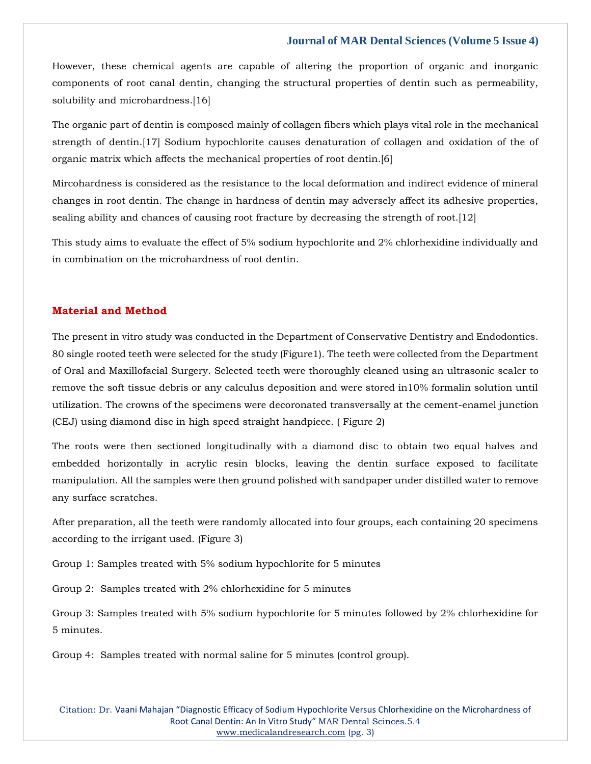However, these chemical agents are capable of altering the proportion of organic and inorganic components of root canal dentin, changing the structural properties of dentin such as permeability, solubility and microhardness.[16]

The organic part of dentin is composed mainly of collagen fibers which plays vital role in the mechanical strength of dentin.[17] Sodium hypochlorite causes denaturation of collagen and oxidation of the of organic matrix which affects the mechanical properties of root dentin.[6]

Mircohardness is considered as the resistance to the local deformation and indirect evidence of mineral changes in root dentin. The change in hardness of dentin may adversely affect its adhesive properties, sealing ability and chances of causing root fracture by decreasing the strength of root.[12]

This study aims to evaluate the effect of 5% sodium hypochlorite and 2% chlorhexidine individually and in combination on the microhardness of root dentin.

## Material and Method

The present in vitro study was conducted in the Department of Conservative Dentistry and Endodontics. 80 single rooted teeth were selected for the study (Figure1). The teeth were collected from the Department of Oral and Maxillofacial Surgery. Selected teeth were thoroughly cleaned using an ultrasonic scaler to remove the soft tissue debris or any calculus deposition and were stored in10% formalin solution until utilization. The crowns of the specimens were decoronated transversally at the cement-enamel junction (CEJ) using diamond disc in high speed straight handpiece. ( Figure 2)

The roots were then sectioned longitudinally with a diamond disc to obtain two equal halves and embedded horizontally in acrylic resin blocks, leaving the dentin surface exposed to facilitate manipulation. All the samples were then ground polished with sandpaper under distilled water to remove any surface scratches.

After preparation, all the teeth were randomly allocated into four groups, each containing 20 specimens according to the irrigant used. (Figure 3)

Group 1: Samples treated with 5% sodium hypochlorite for 5 minutes

Group 2: Samples treated with 2% chlorhexidine for 5 minutes

Group 3: Samples treated with 5% sodium hypochlorite for 5 minutes followed by 2% chlorhexidine for 5 minutes.

Group 4: Samples treated with normal saline for 5 minutes (control group).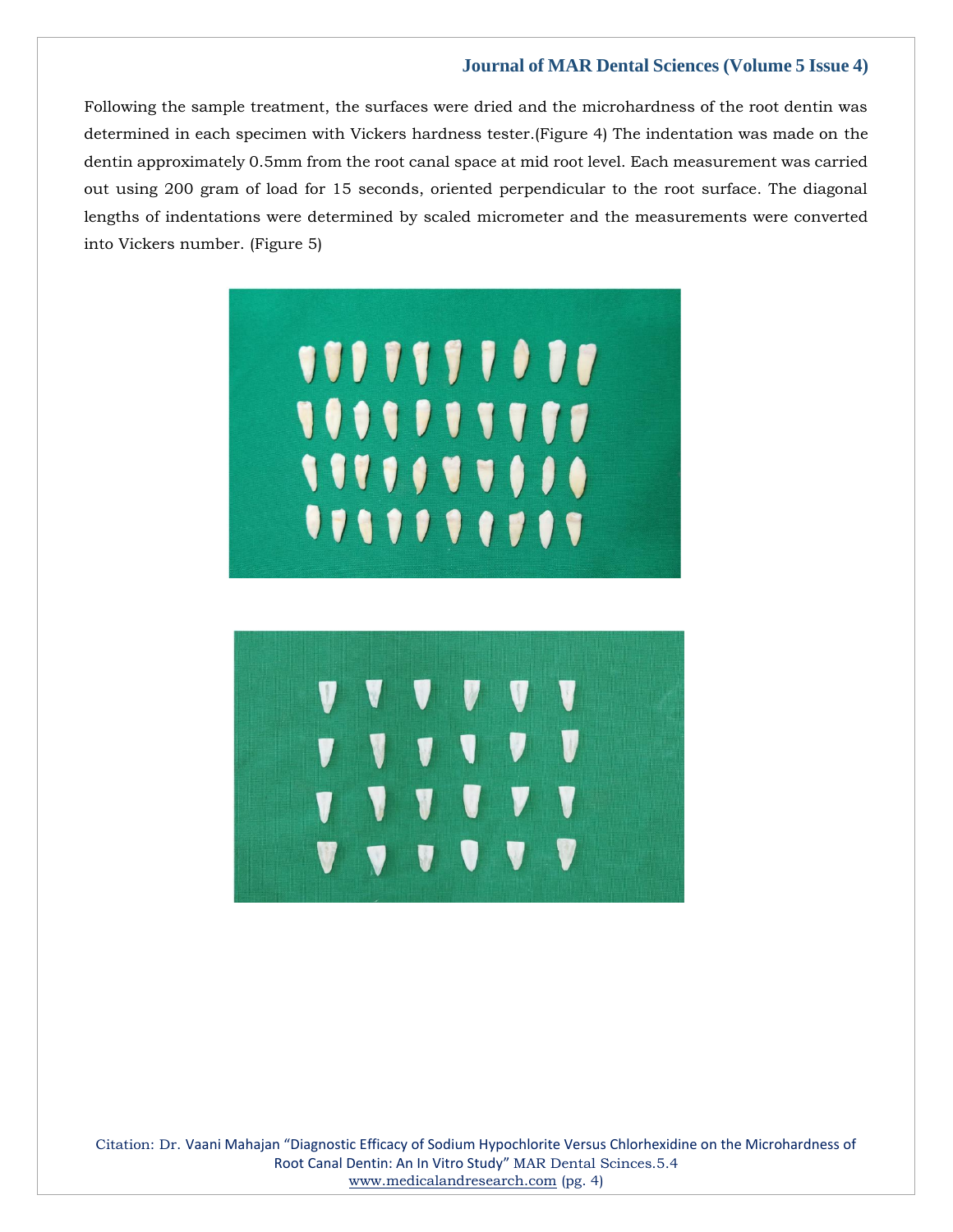Following the sample treatment, the surfaces were dried and the microhardness of the root dentin was determined in each specimen with Vickers hardness tester.(Figure 4) The indentation was made on the dentin approximately 0.5mm from the root canal space at mid root level. Each measurement was carried out using 200 gram of load for 15 seconds, oriented perpendicular to the root surface. The diagonal lengths of indentations were determined by scaled micrometer and the measurements were converted into Vickers number. (Figure 5)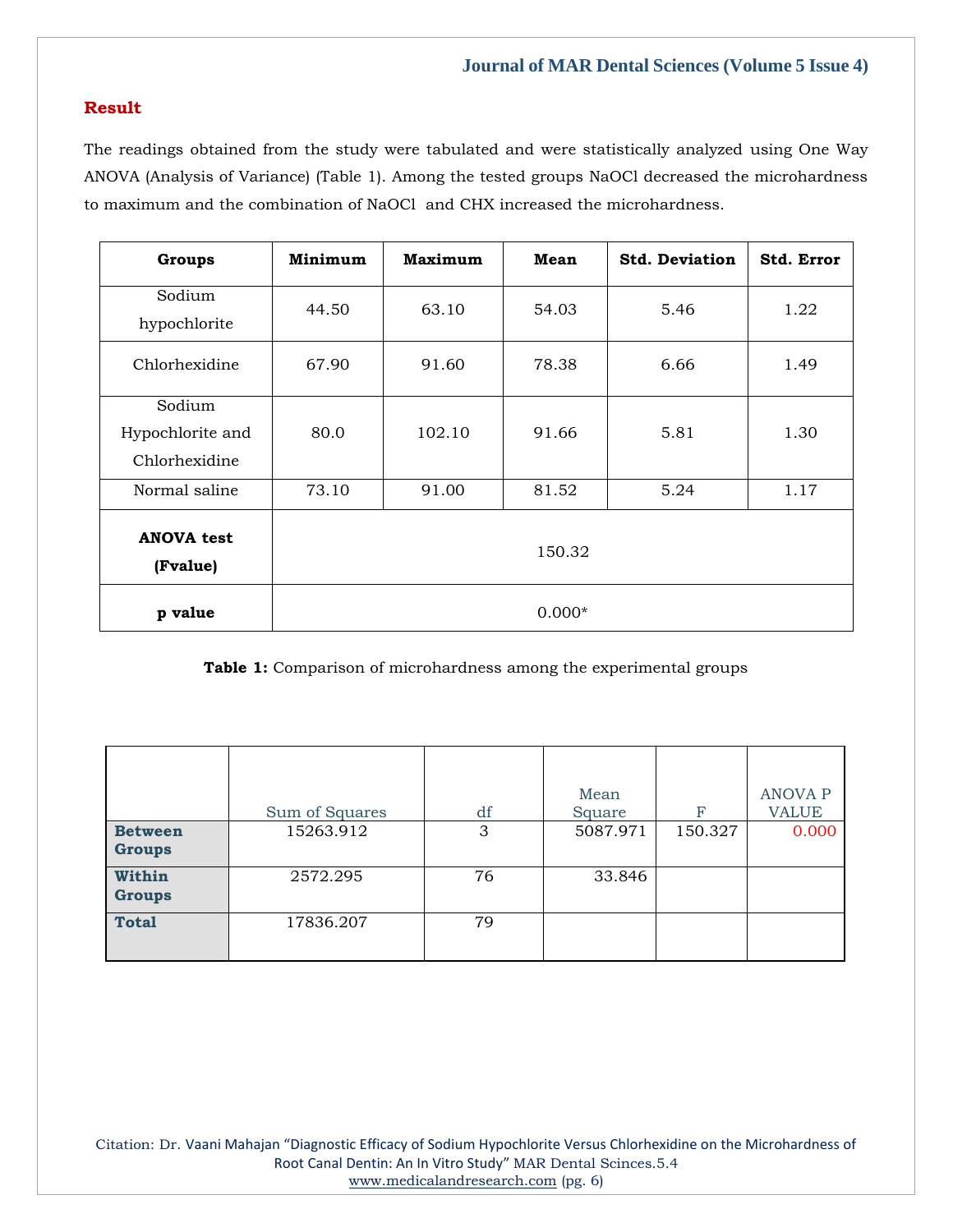## Result

The readings obtained from the study were tabulated and were statistically analyzed using One Way ANOVA (Analysis of Variance) (Table 1). Among the tested groups NaOCl decreased the microhardness to maximum and the combination of NaOCl and CHX increased the microhardness.

| Groups | Minimum | Maximum | Mean | Std. Deviation | Std. Error |
|---|---|---|---|---|---|
| Sodium hypochlorite | 44.50 | 63.10 | 54.03 | 5.46 | 1.22 |
| Chlorhexidine | 67.90 | 91.60 | 78.38 | 6.66 | 1.49 |
| Sodium Hypochlorite and Chlorhexidine | 80.0 | 102.10 | 91.66 | 5.81 | 1.30 |
| Normal saline | 73.10 | 91.00 | 81.52 | 5.24 | 1.17 |
| **ANOVA test (Fvalue)** | 150.32 | | | | |
| **p value** | 0.000* | | | | |

**Table 1:** Comparison of microhardness among the experimental groups

| | Sum of Squares | df | Mean Square | F | ANOVA P VALUE |
|---|---|---|---|---|---|
| **Between Groups** | 15263.912 | 3 | 5087.971 | 150.327 | 0.000 |
| **Within Groups** | 2572.295 | 76 | 33.846 | | |
| **Total** | 17836.207 | 79 | | | |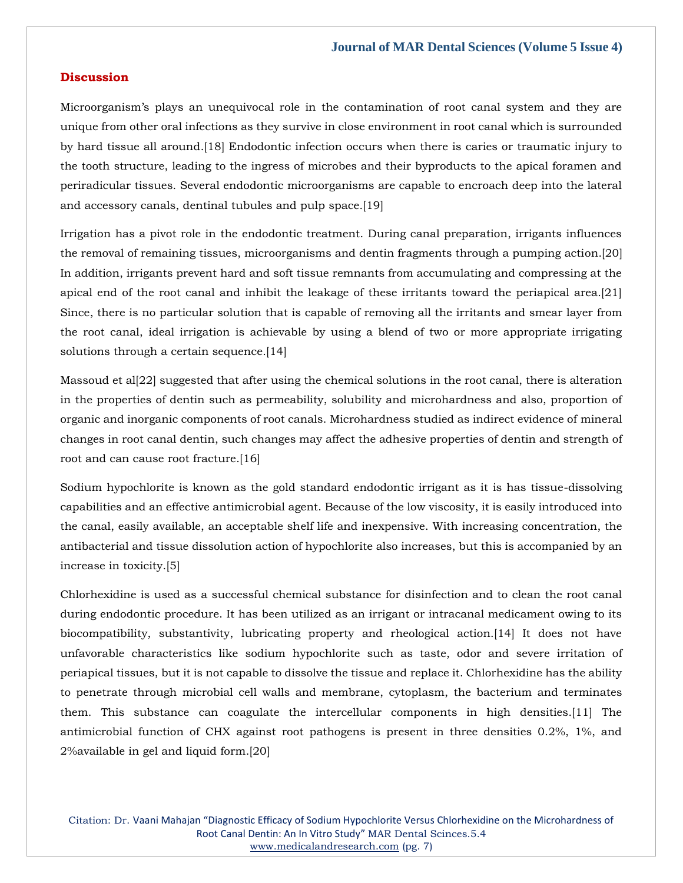## Discussion

Microorganism's plays an unequivocal role in the contamination of root canal system and they are unique from other oral infections as they survive in close environment in root canal which is surrounded by hard tissue all around.[18] Endodontic infection occurs when there is caries or traumatic injury to the tooth structure, leading to the ingress of microbes and their byproducts to the apical foramen and periradicular tissues. Several endodontic microorganisms are capable to encroach deep into the lateral and accessory canals, dentinal tubules and pulp space.[19]

Irrigation has a pivot role in the endodontic treatment. During canal preparation, irrigants influences the removal of remaining tissues, microorganisms and dentin fragments through a pumping action.[20] In addition, irrigants prevent hard and soft tissue remnants from accumulating and compressing at the apical end of the root canal and inhibit the leakage of these irritants toward the periapical area.[21] Since, there is no particular solution that is capable of removing all the irritants and smear layer from the root canal, ideal irrigation is achievable by using a blend of two or more appropriate irrigating solutions through a certain sequence.[14]

Massoud et al[22] suggested that after using the chemical solutions in the root canal, there is alteration in the properties of dentin such as permeability, solubility and microhardness and also, proportion of organic and inorganic components of root canals. Microhardness studied as indirect evidence of mineral changes in root canal dentin, such changes may affect the adhesive properties of dentin and strength of root and can cause root fracture.[16]

Sodium hypochlorite is known as the gold standard endodontic irrigant as it is has tissue-dissolving capabilities and an effective antimicrobial agent. Because of the low viscosity, it is easily introduced into the canal, easily available, an acceptable shelf life and inexpensive. With increasing concentration, the antibacterial and tissue dissolution action of hypochlorite also increases, but this is accompanied by an increase in toxicity.[5]

Chlorhexidine is used as a successful chemical substance for disinfection and to clean the root canal during endodontic procedure. It has been utilized as an irrigant or intracanal medicament owing to its biocompatibility, substantivity, lubricating property and rheological action.[14] It does not have unfavorable characteristics like sodium hypochlorite such as taste, odor and severe irritation of periapical tissues, but it is not capable to dissolve the tissue and replace it. Chlorhexidine has the ability to penetrate through microbial cell walls and membrane, cytoplasm, the bacterium and terminates them. This substance can coagulate the intercellular components in high densities.[11] The antimicrobial function of CHX against root pathogens is present in three densities 0.2%, 1%, and 2%available in gel and liquid form.[20]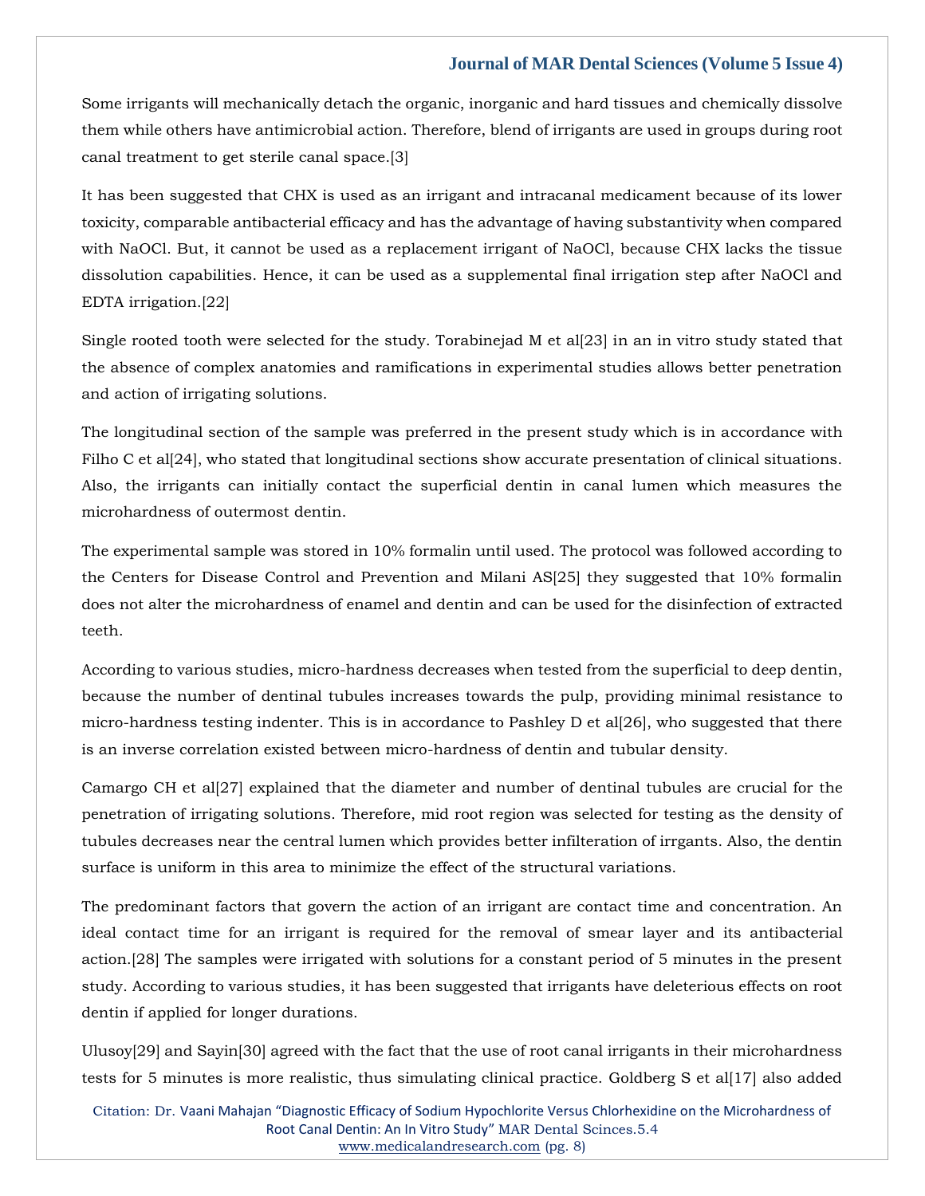Some irrigants will mechanically detach the organic, inorganic and hard tissues and chemically dissolve them while others have antimicrobial action. Therefore, blend of irrigants are used in groups during root canal treatment to get sterile canal space.[3]

It has been suggested that CHX is used as an irrigant and intracanal medicament because of its lower toxicity, comparable antibacterial efficacy and has the advantage of having substantivity when compared with NaOCl. But, it cannot be used as a replacement irrigant of NaOCl, because CHX lacks the tissue dissolution capabilities. Hence, it can be used as a supplemental final irrigation step after NaOCl and EDTA irrigation.[22]

Single rooted tooth were selected for the study. Torabinejad M et al[23] in an in vitro study stated that the absence of complex anatomies and ramifications in experimental studies allows better penetration and action of irrigating solutions.

The longitudinal section of the sample was preferred in the present study which is in accordance with Filho C et al[24], who stated that longitudinal sections show accurate presentation of clinical situations. Also, the irrigants can initially contact the superficial dentin in canal lumen which measures the microhardness of outermost dentin.

The experimental sample was stored in 10% formalin until used. The protocol was followed according to the Centers for Disease Control and Prevention and Milani AS[25] they suggested that 10% formalin does not alter the microhardness of enamel and dentin and can be used for the disinfection of extracted teeth.

According to various studies, micro-hardness decreases when tested from the superficial to deep dentin, because the number of dentinal tubules increases towards the pulp, providing minimal resistance to micro-hardness testing indenter. This is in accordance to Pashley D et al[26], who suggested that there is an inverse correlation existed between micro-hardness of dentin and tubular density.

Camargo CH et al[27] explained that the diameter and number of dentinal tubules are crucial for the penetration of irrigating solutions. Therefore, mid root region was selected for testing as the density of tubules decreases near the central lumen which provides better infilteration of irrgants. Also, the dentin surface is uniform in this area to minimize the effect of the structural variations.

The predominant factors that govern the action of an irrigant are contact time and concentration. An ideal contact time for an irrigant is required for the removal of smear layer and its antibacterial action.[28] The samples were irrigated with solutions for a constant period of 5 minutes in the present study. According to various studies, it has been suggested that irrigants have deleterious effects on root dentin if applied for longer durations.

Ulusoy[29] and Sayin[30] agreed with the fact that the use of root canal irrigants in their microhardness tests for 5 minutes is more realistic, thus simulating clinical practice. Goldberg S et al[17] also added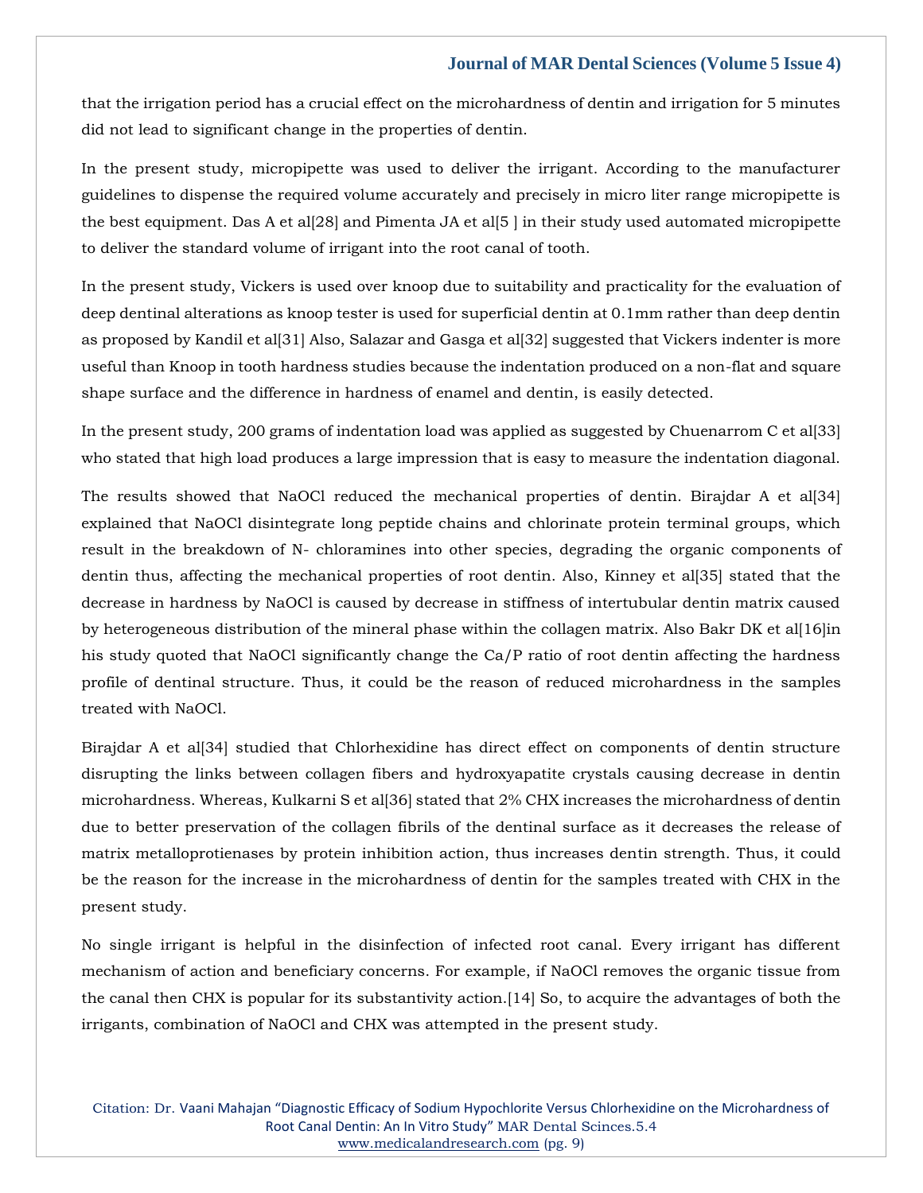that the irrigation period has a crucial effect on the microhardness of dentin and irrigation for 5 minutes did not lead to significant change in the properties of dentin.

In the present study, micropipette was used to deliver the irrigant. According to the manufacturer guidelines to dispense the required volume accurately and precisely in micro liter range micropipette is the best equipment. Das A et al[28] and Pimenta JA et al[5 ] in their study used automated micropipette to deliver the standard volume of irrigant into the root canal of tooth.

In the present study, Vickers is used over knoop due to suitability and practicality for the evaluation of deep dentinal alterations as knoop tester is used for superficial dentin at 0.1mm rather than deep dentin as proposed by Kandil et al[31] Also, Salazar and Gasga et al[32] suggested that Vickers indenter is more useful than Knoop in tooth hardness studies because the indentation produced on a non-flat and square shape surface and the difference in hardness of enamel and dentin, is easily detected.

In the present study, 200 grams of indentation load was applied as suggested by Chuenarrom C et al[33] who stated that high load produces a large impression that is easy to measure the indentation diagonal.

The results showed that NaOCl reduced the mechanical properties of dentin. Birajdar A et al[34] explained that NaOCl disintegrate long peptide chains and chlorinate protein terminal groups, which result in the breakdown of N- chloramines into other species, degrading the organic components of dentin thus, affecting the mechanical properties of root dentin. Also, Kinney et al[35] stated that the decrease in hardness by NaOCl is caused by decrease in stiffness of intertubular dentin matrix caused by heterogeneous distribution of the mineral phase within the collagen matrix. Also Bakr DK et al[16]in his study quoted that NaOCl significantly change the Ca/P ratio of root dentin affecting the hardness profile of dentinal structure. Thus, it could be the reason of reduced microhardness in the samples treated with NaOCl.

Birajdar A et al[34] studied that Chlorhexidine has direct effect on components of dentin structure disrupting the links between collagen fibers and hydroxyapatite crystals causing decrease in dentin microhardness. Whereas, Kulkarni S et al[36] stated that 2% CHX increases the microhardness of dentin due to better preservation of the collagen fibrils of the dentinal surface as it decreases the release of matrix metalloprotienases by protein inhibition action, thus increases dentin strength. Thus, it could be the reason for the increase in the microhardness of dentin for the samples treated with CHX in the present study.

No single irrigant is helpful in the disinfection of infected root canal. Every irrigant has different mechanism of action and beneficiary concerns. For example, if NaOCl removes the organic tissue from the canal then CHX is popular for its substantivity action.[14] So, to acquire the advantages of both the irrigants, combination of NaOCl and CHX was attempted in the present study.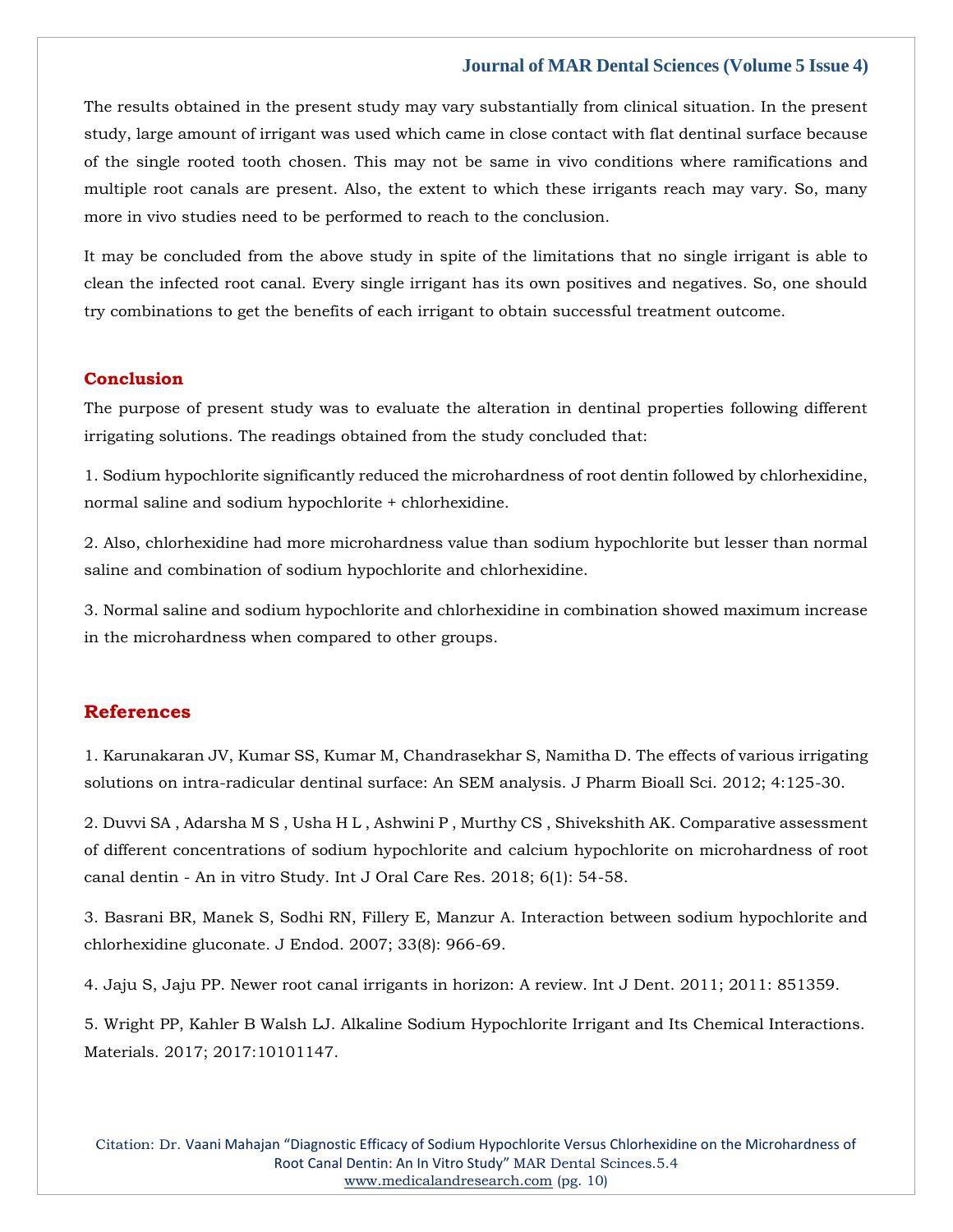The results obtained in the present study may vary substantially from clinical situation. In the present study, large amount of irrigant was used which came in close contact with flat dentinal surface because of the single rooted tooth chosen. This may not be same in vivo conditions where ramifications and multiple root canals are present. Also, the extent to which these irrigants reach may vary. So, many more in vivo studies need to be performed to reach to the conclusion.

It may be concluded from the above study in spite of the limitations that no single irrigant is able to clean the infected root canal. Every single irrigant has its own positives and negatives. So, one should try combinations to get the benefits of each irrigant to obtain successful treatment outcome.

## Conclusion

The purpose of present study was to evaluate the alteration in dentinal properties following different irrigating solutions. The readings obtained from the study concluded that:

1. Sodium hypochlorite significantly reduced the microhardness of root dentin followed by chlorhexidine, normal saline and sodium hypochlorite + chlorhexidine.

2. Also, chlorhexidine had more microhardness value than sodium hypochlorite but lesser than normal saline and combination of sodium hypochlorite and chlorhexidine.

3. Normal saline and sodium hypochlorite and chlorhexidine in combination showed maximum increase in the microhardness when compared to other groups.

## References

1. Karunakaran JV, Kumar SS, Kumar M, Chandrasekhar S, Namitha D. The effects of various irrigating solutions on intra-radicular dentinal surface: An SEM analysis. J Pharm Bioall Sci. 2012; 4:125-30.

2. Duvvi SA , Adarsha M S , Usha H L , Ashwini P , Murthy CS , Shivekshith AK. Comparative assessment of different concentrations of sodium hypochlorite and calcium hypochlorite on microhardness of root canal dentin - An in vitro Study. Int J Oral Care Res. 2018; 6(1): 54-58.

3. Basrani BR, Manek S, Sodhi RN, Fillery E, Manzur A. Interaction between sodium hypochlorite and chlorhexidine gluconate. J Endod. 2007; 33(8): 966-69.

4. Jaju S, Jaju PP. Newer root canal irrigants in horizon: A review. Int J Dent. 2011; 2011: 851359.

5. Wright PP, Kahler B Walsh LJ. Alkaline Sodium Hypochlorite Irrigant and Its Chemical Interactions. Materials. 2017; 2017:10101147.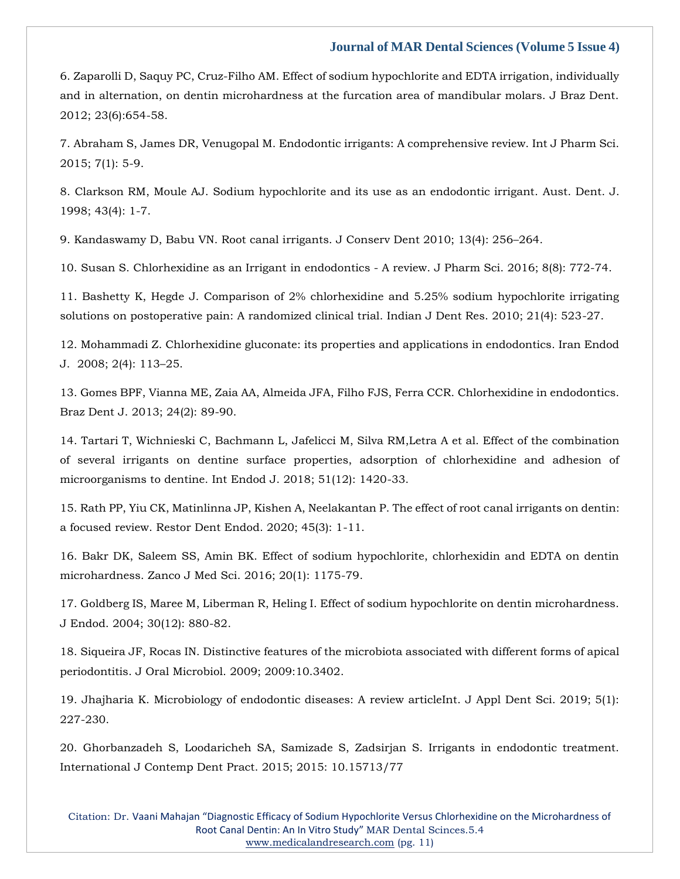6. Zaparolli D, Saquy PC, Cruz-Filho AM. Effect of sodium hypochlorite and EDTA irrigation, individually and in alternation, on dentin microhardness at the furcation area of mandibular molars. J Braz Dent. 2012; 23(6):654-58.

7. Abraham S, James DR, Venugopal M. Endodontic irrigants: A comprehensive review. Int J Pharm Sci. 2015; 7(1): 5-9.

8. Clarkson RM, Moule AJ. Sodium hypochlorite and its use as an endodontic irrigant. Aust. Dent. J. 1998; 43(4): 1-7.

9. Kandaswamy D, Babu VN. Root canal irrigants. J Conserv Dent 2010; 13(4): 256–264.

10. Susan S. Chlorhexidine as an Irrigant in endodontics - A review. J Pharm Sci. 2016; 8(8): 772-74.

11. Bashetty K, Hegde J. Comparison of 2% chlorhexidine and 5.25% sodium hypochlorite irrigating solutions on postoperative pain: A randomized clinical trial. Indian J Dent Res. 2010; 21(4): 523-27.

12. Mohammadi Z. Chlorhexidine gluconate: its properties and applications in endodontics. Iran Endod J. 2008; 2(4): 113–25.

13. Gomes BPF, Vianna ME, Zaia AA, Almeida JFA, Filho FJS, Ferra CCR. Chlorhexidine in endodontics. Braz Dent J. 2013; 24(2): 89-90.

14. Tartari T, Wichnieski C, Bachmann L, Jafelicci M, Silva RM,Letra A et al. Effect of the combination of several irrigants on dentine surface properties, adsorption of chlorhexidine and adhesion of microorganisms to dentine. Int Endod J. 2018; 51(12): 1420-33.

15. Rath PP, Yiu CK, Matinlinna JP, Kishen A, Neelakantan P. The effect of root canal irrigants on dentin: a focused review. Restor Dent Endod. 2020; 45(3): 1-11.

16. Bakr DK, Saleem SS, Amin BK. Effect of sodium hypochlorite, chlorhexidin and EDTA on dentin microhardness. Zanco J Med Sci. 2016; 20(1): 1175-79.

17. Goldberg IS, Maree M, Liberman R, Heling I. Effect of sodium hypochlorite on dentin microhardness. J Endod. 2004; 30(12): 880-82.

18. Siqueira JF, Rocas IN. Distinctive features of the microbiota associated with different forms of apical periodontitis. J Oral Microbiol. 2009; 2009:10.3402.

19. Jhajharia K. Microbiology of endodontic diseases: A review articleInt. J Appl Dent Sci. 2019; 5(1): 227-230.

20. Ghorbanzadeh S, Loodaricheh SA, Samizade S, Zadsirjan S. Irrigants in endodontic treatment. International J Contemp Dent Pract. 2015; 2015: 10.15713/77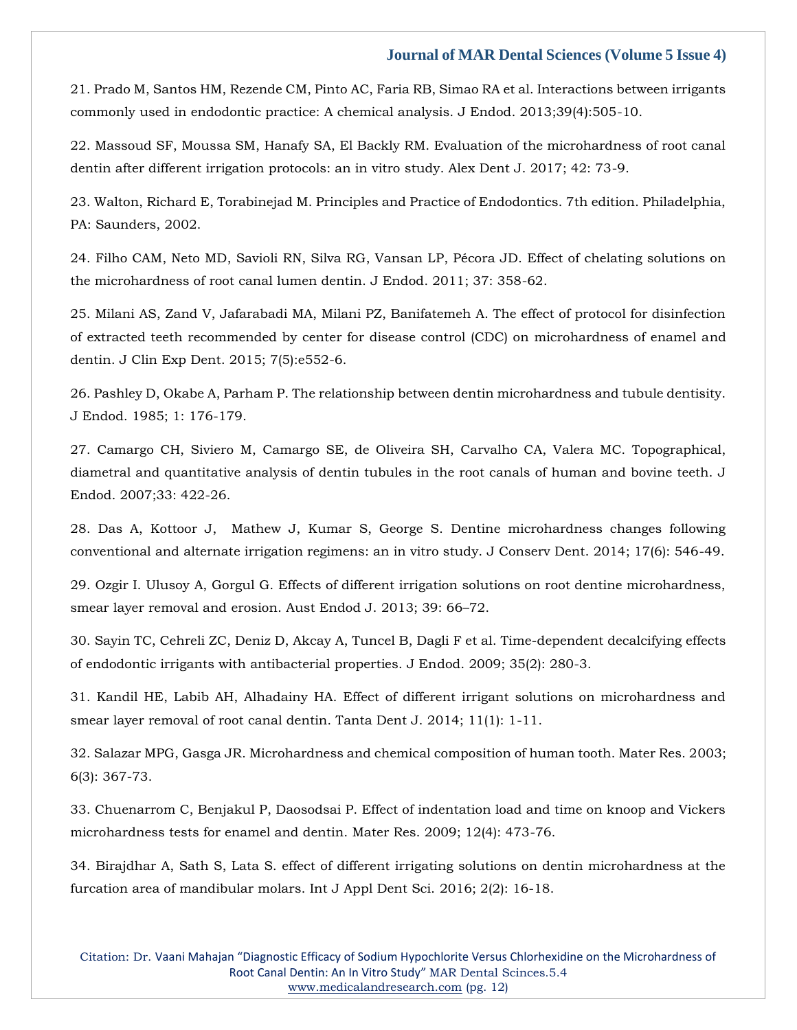21. Prado M, Santos HM, Rezende CM, Pinto AC, Faria RB, Simao RA et al. Interactions between irrigants commonly used in endodontic practice: A chemical analysis. J Endod. 2013;39(4):505-10.

22. Massoud SF, Moussa SM, Hanafy SA, El Backly RM. Evaluation of the microhardness of root canal dentin after different irrigation protocols: an in vitro study. Alex Dent J. 2017; 42: 73-9.

23. Walton, Richard E, Torabinejad M. Principles and Practice of Endodontics. 7th edition. Philadelphia, PA: Saunders, 2002.

24. Filho CAM, Neto MD, Savioli RN, Silva RG, Vansan LP, Pécora JD. Effect of chelating solutions on the microhardness of root canal lumen dentin. J Endod. 2011; 37: 358-62.

25. Milani AS, Zand V, Jafarabadi MA, Milani PZ, Banifatemeh A. The effect of protocol for disinfection of extracted teeth recommended by center for disease control (CDC) on microhardness of enamel and dentin. J Clin Exp Dent. 2015; 7(5):e552-6.

26. Pashley D, Okabe A, Parham P. The relationship between dentin microhardness and tubule dentisity. J Endod. 1985; 1: 176-179.

27. Camargo CH, Siviero M, Camargo SE, de Oliveira SH, Carvalho CA, Valera MC. Topographical, diametral and quantitative analysis of dentin tubules in the root canals of human and bovine teeth. J Endod. 2007;33: 422-26.

28. Das A, Kottoor J, Mathew J, Kumar S, George S. Dentine microhardness changes following conventional and alternate irrigation regimens: an in vitro study. J Conserv Dent. 2014; 17(6): 546-49.

29. Ozgir I. Ulusoy A, Gorgul G. Effects of different irrigation solutions on root dentine microhardness, smear layer removal and erosion. Aust Endod J. 2013; 39: 66–72.

30. Sayin TC, Cehreli ZC, Deniz D, Akcay A, Tuncel B, Dagli F et al. Time-dependent decalcifying effects of endodontic irrigants with antibacterial properties. J Endod. 2009; 35(2): 280-3.

31. Kandil HE, Labib AH, Alhadainy HA. Effect of different irrigant solutions on microhardness and smear layer removal of root canal dentin. Tanta Dent J. 2014; 11(1): 1-11.

32. Salazar MPG, Gasga JR. Microhardness and chemical composition of human tooth. Mater Res. 2003; 6(3): 367-73.

33. Chuenarrom C, Benjakul P, Daosodsai P. Effect of indentation load and time on knoop and Vickers microhardness tests for enamel and dentin. Mater Res. 2009; 12(4): 473-76.

34. Birajdhar A, Sath S, Lata S. effect of different irrigating solutions on dentin microhardness at the furcation area of mandibular molars. Int J Appl Dent Sci. 2016; 2(2): 16-18.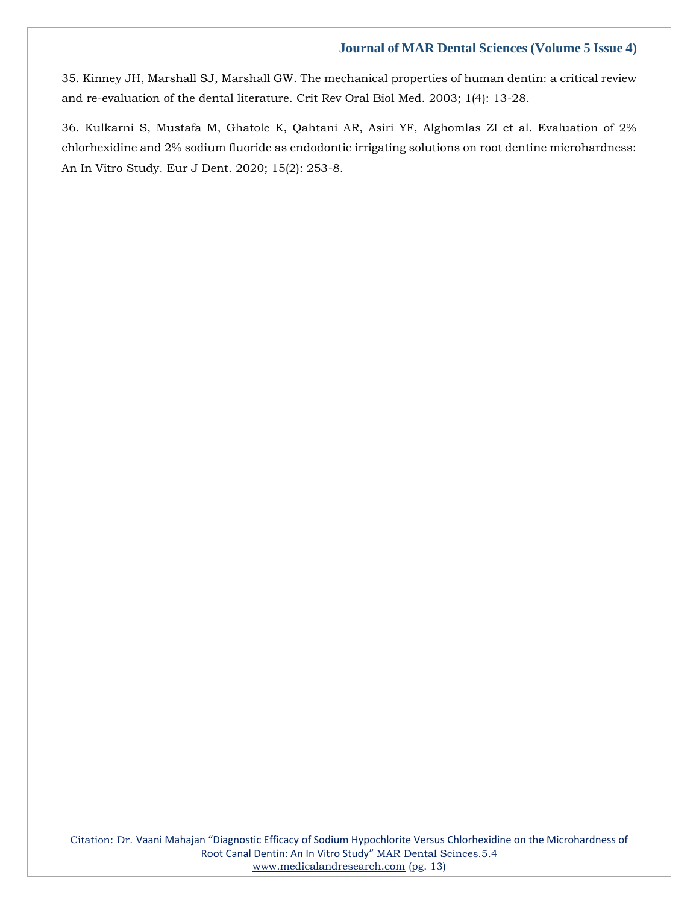35. Kinney JH, Marshall SJ, Marshall GW. The mechanical properties of human dentin: a critical review and re-evaluation of the dental literature. Crit Rev Oral Biol Med. 2003; 1(4): 13-28.

36. Kulkarni S, Mustafa M, Ghatole K, Qahtani AR, Asiri YF, Alghomlas ZI et al. Evaluation of 2% chlorhexidine and 2% sodium fluoride as endodontic irrigating solutions on root dentine microhardness: An In Vitro Study. Eur J Dent. 2020; 15(2): 253-8.